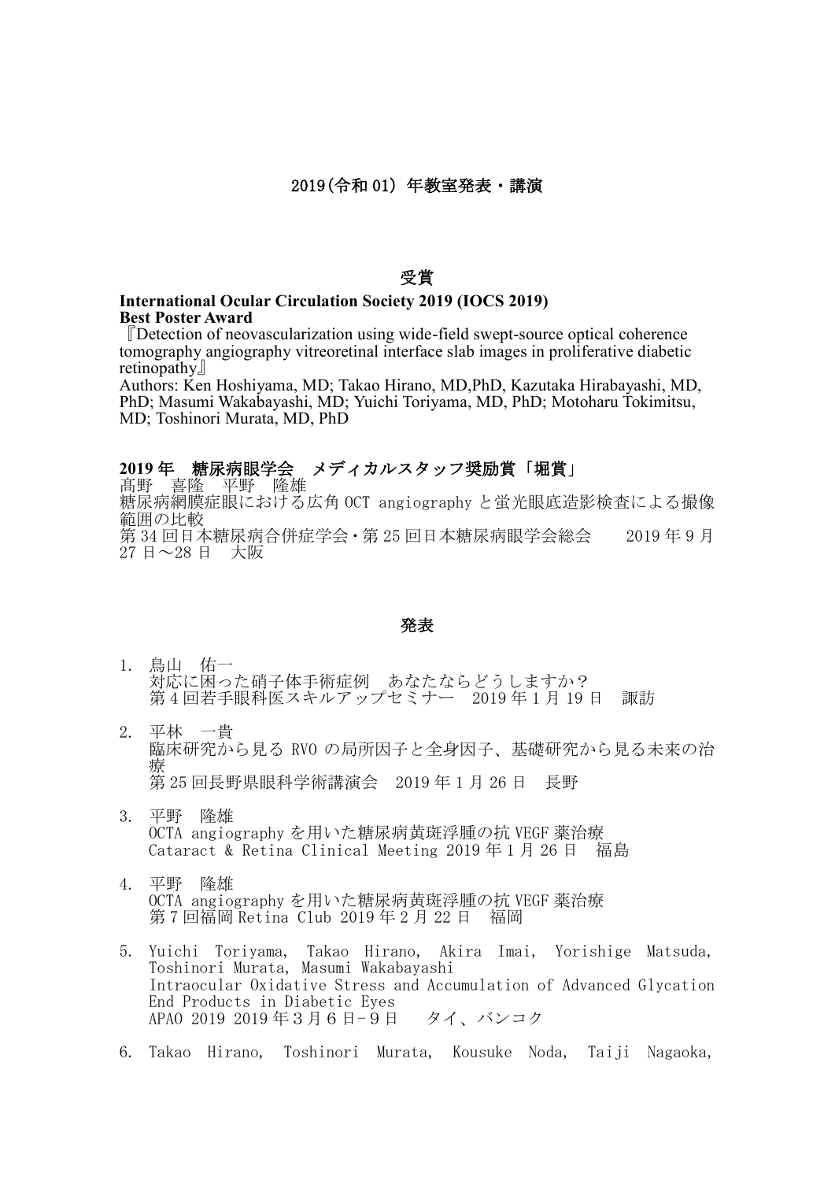# 2019(令和 01) 年教室発表・講演

## 受賞

**International Ocular Circulation Society 2019 (IOCS 2019)**
**Best Poster Award**
『Detection of neovascularization using wide-field swept-source optical coherence tomography angiography vitreoretinal interface slab images in proliferative diabetic retinopathy』
Authors: Ken Hoshiyama, MD; Takao Hirano, MD,PhD, Kazutaka Hirabayashi, MD, PhD; Masumi Wakabayashi, MD; Yuichi Toriyama, MD, PhD; Motoharu Tokimitsu, MD; Toshinori Murata, MD, PhD

**2019 年　糖尿病眼学会　メディカルスタッフ奨励賞「堀賞」**
髙野　喜隆　平野　隆雄
糖尿病網膜症眼における広角 OCT angiography と蛍光眼底造影検査による撮像範囲の比較
第 34 回日本糖尿病合併症学会・第 25 回日本糖尿病眼学会総会　　2019 年 9 月 27 日～28 日　大阪

## 発表

1. 鳥山　佑一
   対応に困った硝子体手術症例　あなたならどうしますか？
   第 4 回若手眼科医スキルアップセミナー　2019 年 1 月 19 日　諏訪

2. 平林　一貴
   臨床研究から見る RVO の局所因子と全身因子、基礎研究から見る未来の治療
   第 25 回長野県眼科学術講演会　2019 年 1 月 26 日　長野

3. 平野　隆雄
   OCTA angiography を用いた糖尿病黄斑浮腫の抗 VEGF 薬治療
   Cataract & Retina Clinical Meeting 2019 年 1 月 26 日　福島

4. 平野　隆雄
   OCTA angiography を用いた糖尿病黄斑浮腫の抗 VEGF 薬治療
   第 7 回福岡 Retina Club 2019 年 2 月 22 日　福岡

5. Yuichi Toriyama, Takao Hirano, Akira Imai, Yorishige Matsuda, Toshinori Murata, Masumi Wakabayashi
   Intraocular Oxidative Stress and Accumulation of Advanced Glycation End Products in Diabetic Eyes
   APAO 2019 2019 年 3 月 6 日-9 日　タイ、バンコク

6. Takao Hirano, Toshinori Murata, Kousuke Noda, Taiji Nagaoka,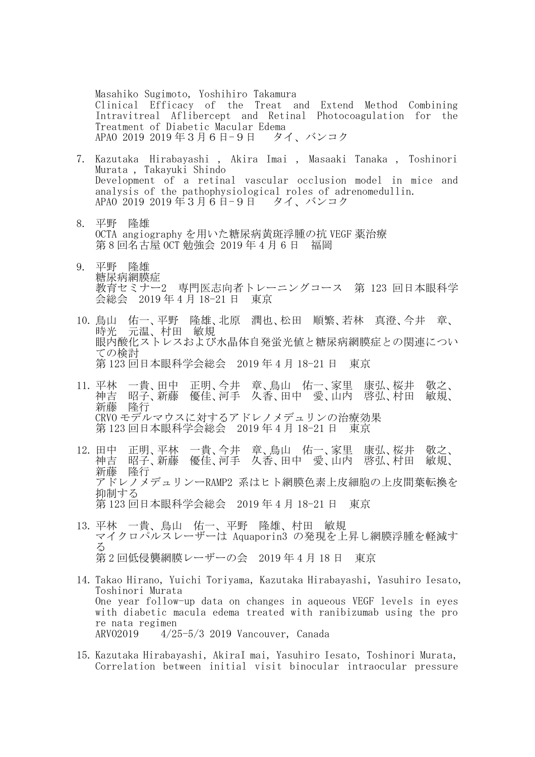Masahiko Sugimoto, Yoshihiro Takamura
Clinical Efficacy of the Treat and Extend Method Combining Intravitreal Aflibercept and Retinal Photocoagulation for the Treatment of Diabetic Macular Edema
APAO 2019 2019 年３月６日-９日　タイ、バンコク

7. Kazutaka Hirabayashi , Akira Imai , Masaaki Tanaka , Toshinori Murata , Takayuki Shindo
   Development of a retinal vascular occlusion model in mice and analysis of the pathophysiological roles of adrenomedullin.
   APAO 2019 2019 年３月６日-９日　タイ、バンコク

8. 平野　隆雄
   OCTA angiography を用いた糖尿病黄斑浮腫の抗 VEGF 薬治療
   第８回名古屋 OCT 勉強会 2019 年４月６日　福岡

9. 平野　隆雄
   糖尿病網膜症
   教育セミナー2　専門医志向者トレーニングコース　第 123 回日本眼科学会総会　2019 年４月 18-21 日　東京

10. 鳥山　佑一、平野　隆雄、北原　潤也、松田　順繁、若林　真澄、今井　章、時光　元温、村田　敏規
    眼内酸化ストレスおよび水晶体自発蛍光値と糖尿病網膜症との関連についての検討
    第 123 回日本眼科学会総会　2019 年４月 18-21 日　東京

11. 平林　一貴、田中　正明、今井　章、鳥山　佑一、家里　康弘、桜井　敬之、神吉　昭子、新藤　優佳、河手　久香、田中　愛、山内　啓弘、村田　敏規、新藤　隆行
    CRVO モデルマウスに対するアドレノメデュリンの治療効果
    第 123 回日本眼科学会総会　2019 年４月 18-21 日　東京

12. 田中　正明、平林　一貴、今井　章、鳥山　佑一、家里　康弘、桜井　敬之、神吉　昭子、新藤　優佳、河手　久香、田中　愛、山内　啓弘、村田　敏規、新藤　隆行
    アドレノメデュリン－RAMP2 系はヒト網膜色素上皮細胞の上皮間葉転換を抑制する
    第 123 回日本眼科学会総会　2019 年４月 18-21 日　東京

13. 平林　一貴、鳥山　佑一、平野　隆雄、村田　敏規
    マイクロパルスレーザーは Aquaporin3 の発現を上昇し網膜浮腫を軽減する
    第２回低侵襲網膜レーザーの会　2019 年４月 18 日　東京

14. Takao Hirano, Yuichi Toriyama, Kazutaka Hirabayashi, Yasuhiro Iesato, Toshinori Murata
    One year follow-up data on changes in aqueous VEGF levels in eyes with diabetic macula edema treated with ranibizumab using the pro re nata regimen
    ARVO2019　4/25-5/3 2019 Vancouver, Canada

15. Kazutaka Hirabayashi, AkiraI mai, Yasuhiro Iesato, Toshinori Murata,
    Correlation between initial visit binocular intraocular pressure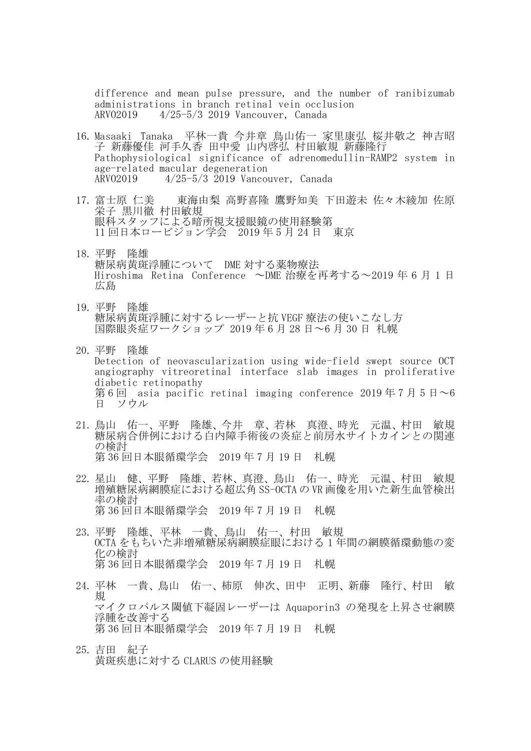difference and mean pulse pressure, and the number of ranibizumab administrations in branch retinal vein occlusion
ARVO2019　4/25-5/3 2019 Vancouver, Canada

16. Masaaki Tanaka　平林一貴 今井章 鳥山佑一 家里康弘 桜井敬之 神吉昭子 新藤優佳 河手久香 田中愛 山内啓弘 村田敏規 新藤隆行
    Pathophysiological significance of adrenomedullin-RAMP2 system in age-related macular degeneration
    ARVO2019　4/25-5/3 2019 Vancouver, Canada

17. 富士原 仁美　東海由梨 高野喜隆 鷹野知美 下田遊未 佐々木綾加 佐原栄子 黒川徹 村田敏規
    眼科スタッフによる暗所視支援眼鏡の使用経験第
    11 回日本ロービジョン学会　2019 年 5 月 24 日　東京

18. 平野　隆雄
    糖尿病黄斑浮腫について　DME 対する薬物療法
    Hiroshima Retina Conference　～DME 治療を再考する～2019 年 6 月 1 日　広島

19. 平野　隆雄
    糖尿病黄斑浮腫に対するレーザーと抗 VEGF 療法の使いこなし方
    国際眼炎症ワークショップ 2019 年 6 月 28 日～6 月 30 日 札幌

20. 平野　隆雄
    Detection of neovascularization using wide-field swept source OCT angiography vitreoretinal interface slab images in proliferative diabetic retinopathy
    第 6 回　asia pacific retinal imaging conference 2019 年 7 月 5 日～6 日　ソウル

21. 鳥山　佑一、平野　隆雄、今井　章、若林　真澄、時光　元温、村田　敏規
    糖尿病合併例における白内障手術後の炎症と前房水サイトカインとの関連の検討
    第 36 回日本眼循環学会　2019 年 7 月 19 日　札幌

22. 星山　健、平野　隆雄、若林、真澄、鳥山　佑一、時光　元温、村田　敏規
    増殖糖尿病網膜症における超広角 SS-OCTA の VR 画像を用いた新生血管検出率の検討
    第 36 回日本眼循環学会　2019 年 7 月 19 日　札幌

23. 平野　隆雄、平林　一貴、鳥山　佑一、村田　敏規
    OCTA をもちいた非増殖糖尿病網膜症眼における 1 年間の網膜循環動態の変化の検討
    第 36 回日本眼循環学会　2019 年 7 月 19 日　札幌

24. 平林　一貴、鳥山　佑一、柿原　伸次、田中　正明、新藤　隆行、村田　敏規
    マイクロパルス閾値下凝固レーザーは Aquaporin3 の発現を上昇させ網膜浮腫を改善する
    第 36 回日本眼循環学会　2019 年 7 月 19 日　札幌

25. 吉田　紀子
    黄斑疾患に対する CLARUS の使用経験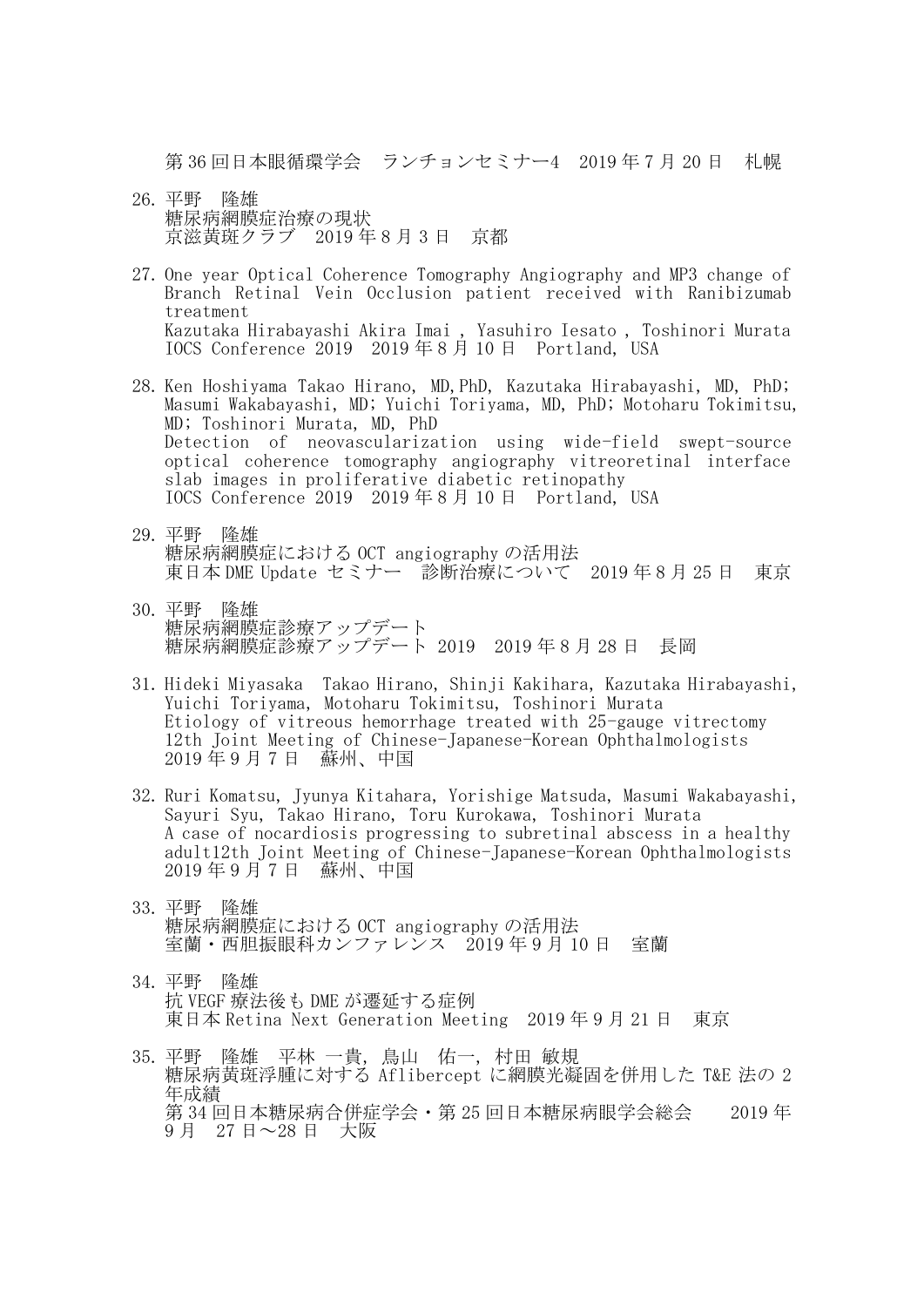第 36 回日本眼循環学会　ランチョンセミナー4　2019 年 7 月 20 日　札幌

26. 平野　隆雄
    糖尿病網膜症治療の現状
    京滋黄斑クラブ　2019 年 8 月 3 日　京都

27. One year Optical Coherence Tomography Angiography and MP3 change of Branch Retinal Vein Occlusion patient received with Ranibizumab treatment
    Kazutaka Hirabayashi Akira Imai , Yasuhiro Iesato , Toshinori Murata
    IOCS Conference 2019　2019 年 8 月 10 日　Portland, USA

28. Ken Hoshiyama Takao Hirano, MD,PhD, Kazutaka Hirabayashi, MD, PhD; Masumi Wakabayashi, MD; Yuichi Toriyama, MD, PhD; Motoharu Tokimitsu, MD; Toshinori Murata, MD, PhD
    Detection of neovascularization using wide-field swept-source optical coherence tomography angiography vitreoretinal interface slab images in proliferative diabetic retinopathy
    IOCS Conference 2019　2019 年 8 月 10 日　Portland, USA

29. 平野　隆雄
    糖尿病網膜症における OCT angiography の活用法
    東日本 DME Update セミナー　診断治療について　2019 年 8 月 25 日　東京

30. 平野　隆雄
    糖尿病網膜症診療アップデート
    糖尿病網膜症診療アップデート 2019　2019 年 8 月 28 日　長岡

31. Hideki Miyasaka　Takao Hirano, Shinji Kakihara, Kazutaka Hirabayashi, Yuichi Toriyama, Motoharu Tokimitsu, Toshinori Murata
    Etiology of vitreous hemorrhage treated with 25-gauge vitrectomy
    12th Joint Meeting of Chinese-Japanese-Korean Ophthalmologists
    2019 年 9 月 7 日　蘇州、中国

32. Ruri Komatsu, Jyunya Kitahara, Yorishige Matsuda, Masumi Wakabayashi, Sayuri Syu, Takao Hirano, Toru Kurokawa, Toshinori Murata
    A case of nocardiosis progressing to subretinal abscess in a healthy adult12th Joint Meeting of Chinese-Japanese-Korean Ophthalmologists
    2019 年 9 月 7 日　蘇州、中国

33. 平野　隆雄
    糖尿病網膜症における OCT angiography の活用法
    室蘭・西胆振眼科カンファレンス　2019 年 9 月 10 日　室蘭

34. 平野　隆雄
    抗 VEGF 療法後も DME が遷延する症例
    東日本 Retina Next Generation Meeting　2019 年 9 月 21 日　東京

35. 平野　隆雄　平林 一貴, 鳥山　佑一, 村田 敏規
    糖尿病黄斑浮腫に対する Aflibercept に網膜光凝固を併用した T&E 法の 2 年成績
    第 34 回日本糖尿病合併症学会・第 25 回日本糖尿病眼学会総会　　2019 年 9 月　27 日～28 日　大阪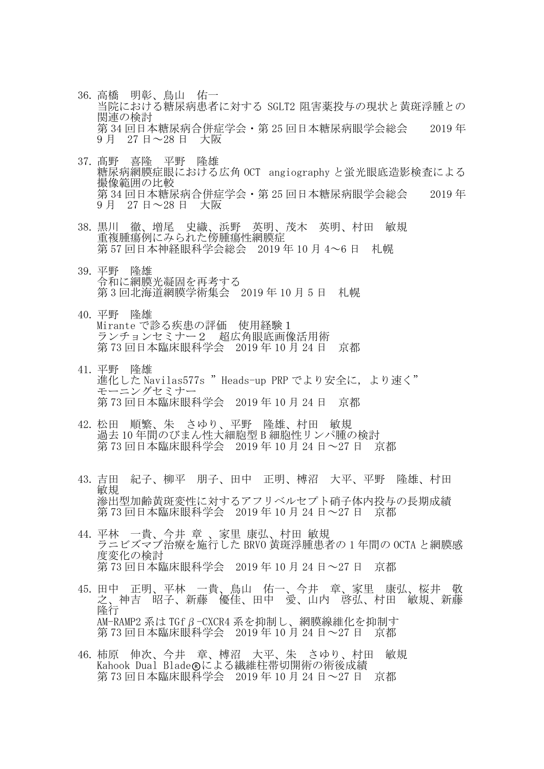36. 高橋　明彰、鳥山　佑一
当院における糖尿病患者に対する SGLT2 阻害薬投与の現状と黄斑浮腫との関連の検討
第 34 回日本糖尿病合併症学会・第 25 回日本糖尿病眼学会総会　　2019 年 9 月　27 日～28 日　大阪

37. 髙野　喜隆　平野　隆雄
糖尿病網膜症眼における広角 OCT　angiography と蛍光眼底造影検査による撮像範囲の比較
第 34 回日本糖尿病合併症学会・第 25 回日本糖尿病眼学会総会　　2019 年 9 月　27 日～28 日　大阪

38. 黒川　徹、増尾　史織、浜野　英明、茂木　英明、村田　敏規
重複腫瘍例にみられた傍腫瘍性網膜症
第 57 回日本神経眼科学会総会　2019 年 10 月 4～6 日　札幌

39. 平野　隆雄
令和に網膜光凝固を再考する
第 3 回北海道網膜学術集会　2019 年 10 月 5 日　札幌

40. 平野　隆雄
Mirante で診る疾患の評価　使用経験１
ランチョンセミナー２　超広角眼底画像活用術
第 73 回日本臨床眼科学会　2019 年 10 月 24 日　京都

41. 平野　隆雄
進化した Navilas577s ”Heads-up PRP でより安全に, より速く”
モーニングセミナー
第 73 回日本臨床眼科学会　2019 年 10 月 24 日　京都

42. 松田　順繁、朱　さゆり、平野　隆雄、村田　敏規
過去 10 年間のびまん性大細胞型 B 細胞性リンパ腫の検討
第 73 回日本臨床眼科学会　2019 年 10 月 24 日～27 日　京都

43. 吉田　紀子、柳平　朋子、田中　正明、榑沼　大平、平野　隆雄、村田　敏規
滲出型加齢黄斑変性に対するアフリベルセプト硝子体内投与の長期成績
第 73 回日本臨床眼科学会　2019 年 10 月 24 日～27 日　京都

44. 平林　一貴、今井 章 、家里 康弘、村田 敏規
ラニビズマブ治療を施行した BRVO 黄斑浮腫患者の 1 年間の OCTA と網膜感度変化の検討
第 73 回日本臨床眼科学会　2019 年 10 月 24 日～27 日　京都

45. 田中　正明、平林　一貴、鳥山　佑一、今井　章、家里　康弘、桜井　敬之、神吉　昭子、新藤　優佳、田中　愛、山内　啓弘、村田　敏規、新藤　隆行
AM-RAMP2 系は TGf β-CXCR4 系を抑制し、網膜線維化を抑制す
第 73 回日本臨床眼科学会　2019 年 10 月 24 日～27 日　京都

46. 柿原　伸次、今井　章、榑沼　大平、朱　さゆり、村田　敏規
Kahook Dual Blade®による繊維柱帯切開術の術後成績
第 73 回日本臨床眼科学会　2019 年 10 月 24 日～27 日　京都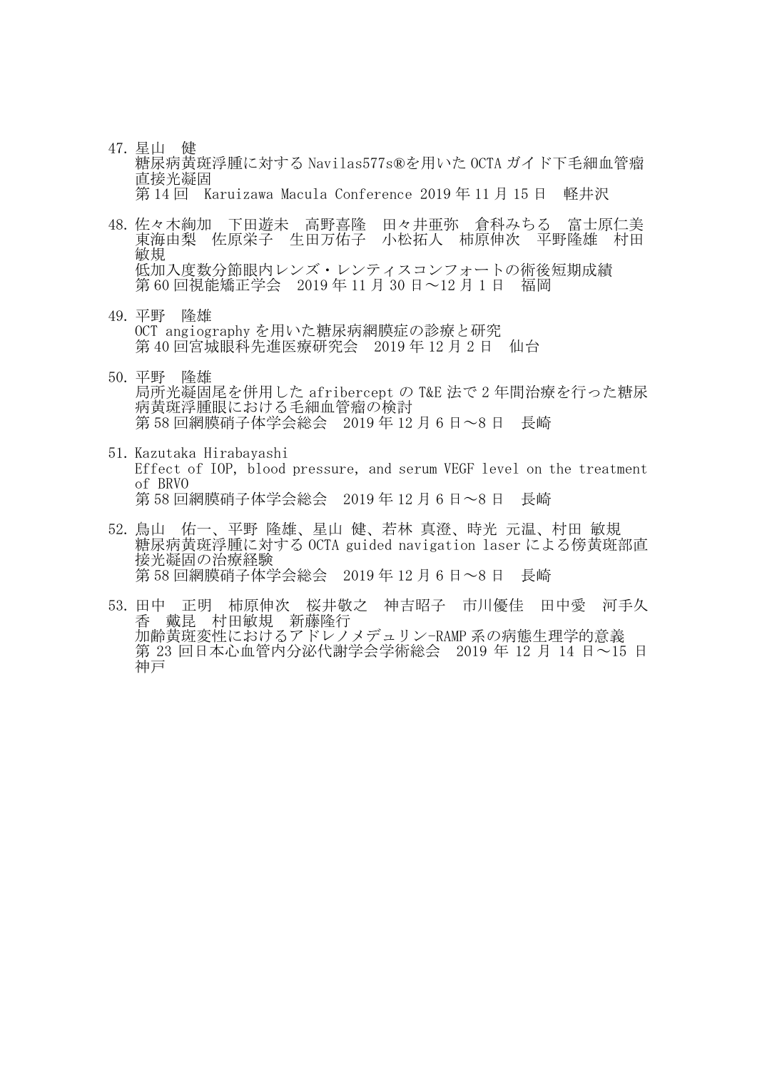47. 星山　健
    糖尿病黄斑浮腫に対する Navilas577s®を用いた OCTA ガイド下毛細血管瘤直接光凝固
    第 14 回　Karuizawa Macula Conference 2019 年 11 月 15 日　軽井沢

48. 佐々木絢加　下田遊未　高野喜隆　田々井亜弥　倉科みちる　富士原仁美　東海由梨　佐原栄子　生田万佑子　小松拓人　柿原伸次　平野隆雄　村田敏規
    低加入度数分節眼内レンズ・レンティスコンフォートの術後短期成績
    第 60 回視能矯正学会　2019 年 11 月 30 日～12 月 1 日　福岡

49. 平野　隆雄
    OCT angiography を用いた糖尿病網膜症の診療と研究
    第 40 回宮城眼科先進医療研究会　2019 年 12 月 2 日　仙台

50. 平野　隆雄
    局所光凝固尾を併用した afribercept の T&E 法で 2 年間治療を行った糖尿病黄斑浮腫眼における毛細血管瘤の検討
    第 58 回網膜硝子体学会総会　2019 年 12 月 6 日～8 日　長崎

51. Kazutaka Hirabayashi
    Effect of IOP, blood pressure, and serum VEGF level on the treatment of BRVO
    第 58 回網膜硝子体学会総会　2019 年 12 月 6 日～8 日　長崎

52. 鳥山　佑一、平野 隆雄、星山 健、若林 真澄、時光 元温、村田 敏規
    糖尿病黄斑浮腫に対する OCTA guided navigation laser による傍黄斑部直接光凝固の治療経験
    第 58 回網膜硝子体学会総会　2019 年 12 月 6 日～8 日　長崎

53. 田中　正明　柿原伸次　桜井敬之　神吉昭子　市川優佳　田中愛　河手久香　戴昆　村田敏規　新藤隆行
    加齢黄斑変性におけるアドレノメデュリン-RAMP 系の病態生理学的意義
    第 23 回日本心血管内分泌代謝学会学術総会　2019 年 12 月 14 日～15 日　神戸